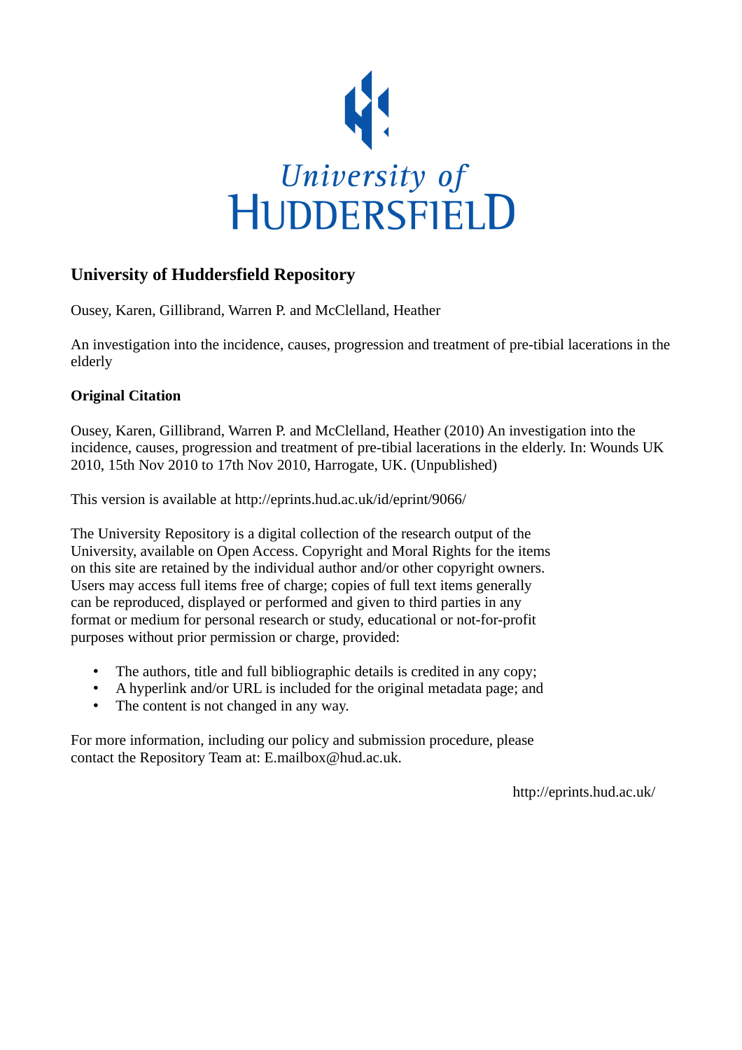University of Huddersfield

# University of Huddersfield Repository

Ousey, Karen, Gillibrand, Warren P. and McClelland, Heather

An investigation into the incidence, causes, progression and treatment of pre-tibial lacerations in the elderly

## Original Citation

Ousey, Karen, Gillibrand, Warren P. and McClelland, Heather (2010) An investigation into the incidence, causes, progression and treatment of pre-tibial lacerations in the elderly. In: Wounds UK 2010, 15th Nov 2010 to 17th Nov 2010, Harrogate, UK. (Unpublished)

This version is available at http://eprints.hud.ac.uk/id/eprint/9066/

The University Repository is a digital collection of the research output of the University, available on Open Access. Copyright and Moral Rights for the items on this site are retained by the individual author and/or other copyright owners. Users may access full items free of charge; copies of full text items generally can be reproduced, displayed or performed and given to third parties in any format or medium for personal research or study, educational or not-for-profit purposes without prior permission or charge, provided:

- The authors, title and full bibliographic details is credited in any copy;
- A hyperlink and/or URL is included for the original metadata page; and
- The content is not changed in any way.

For more information, including our policy and submission procedure, please contact the Repository Team at: E.mailbox@hud.ac.uk.

http://eprints.hud.ac.uk/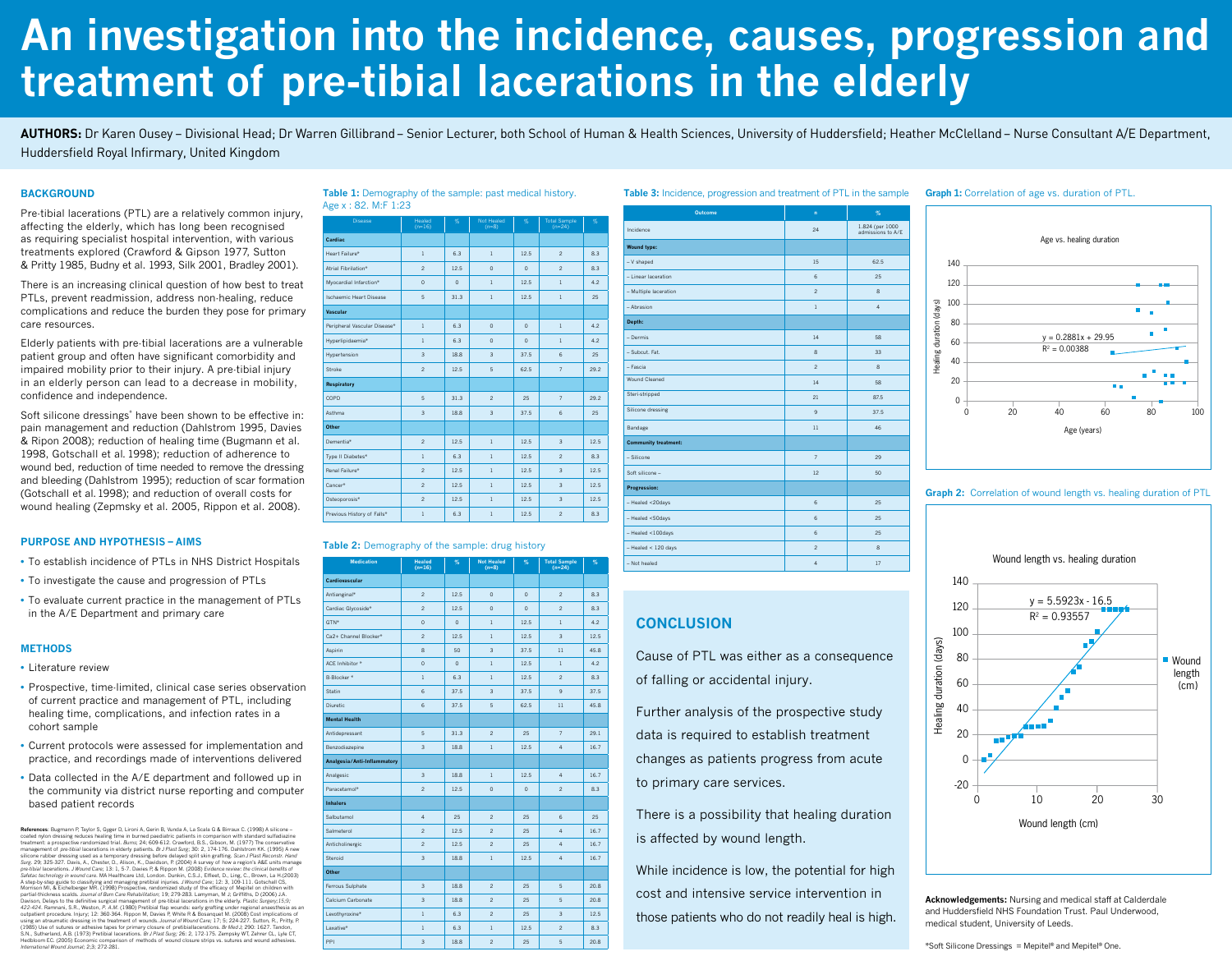# An investigation into the incidence, causes, progression and treatment of pre-tibial lacerations in the elderly

**AUTHORS:** Dr Karen Ousey – Divisional Head; Dr Warren Gillibrand – Senior Lecturer, both School of Human & Health Sciences, University of Huddersfield; Heather McClelland – Nurse Consultant A/E Department, Huddersfield Royal Infirmary, United Kingdom

## BACKGROUND

Pre-tibial lacerations (PTL) are a relatively common injury, affecting the elderly, which has long been recognised as requiring specialist hospital intervention, with various treatments explored (Crawford & Gipson 1977, Sutton & Pritty 1985, Budny et al. 1993, Silk 2001, Bradley 2001).

There is an increasing clinical question of how best to treat PTLs, prevent readmission, address non-healing, reduce complications and reduce the burden they pose for primary care resources.

Elderly patients with pre-tibial lacerations are a vulnerable patient group and often have significant comorbidity and impaired mobility prior to their injury. A pre-tibial injury in an elderly person can lead to a decrease in mobility, confidence and independence.

Soft silicone dressings* have been shown to be effective in: pain management and reduction (Dahlstrom 1995, Davies & Ripon 2008); reduction of healing time (Bugmann et al. 1998, Gotschall et al. 1998); reduction of adherence to wound bed, reduction of time needed to remove the dressing and bleeding (Dahlstrom 1995); reduction of scar formation (Gotschall et al. 1998); and reduction of overall costs for wound healing (Zepmsky et al. 2005, Rippon et al. 2008).

## PURPOSE AND HYPOTHESIS – AIMS

- To establish incidence of PTLs in NHS District Hospitals
- To investigate the cause and progression of PTLs
- To evaluate current practice in the management of PTLs in the A/E Department and primary care

## METHODS

- Literature review
- Prospective, time-limited, clinical case series observation of current practice and management of PTL, including healing time, complications, and infection rates in a cohort sample
- Current protocols were assessed for implementation and practice, and recordings made of interventions delivered
- Data collected in the A/E department and followed up in the community via district nurse reporting and computer based patient records

**References**: Bugmann P, Taylor S, Gyger D, Lironi A, Genin B, Vunda A, La Scala G & Birraux C. (1998) A silicone–coated nylon dressing reduces healing time in burned paediatric patients in comparison with standard sulfadiazine treatment: a prospective randomized trial. Burns; 24; 609-612. Crawford, B.S., Gibson, M. (1977) The conservative management of pre-tibial lacerations in elderly patients. Br J Plast Surg; 30: 2, 174-176. Dahlstrom KK. (1995) A new silicone rubber dressing used as a temporary dressing before delayed split skin grafting. Scan J Plast Reconstr. Hand Surg. 29: 325-327. Davis, A., Chester, D., Alison, K., Davidson, P. (2004) A survey of how a region's A&E units manage pre-tibial lacerations. J Wound Care; 13: 1, 5-7. Davies P & Rippon M. (2008) Evidence review: the clinical benefits of Safetac technology in wound care. MA Healthcare Ltd, London. Dunkin, C.S.J., Elfleet, D., Ling, C., Brown, L.H.(2003) A step-by-step guide to classifying and managing pretibial injuries. J Wound Care; 12: 3, 109-111. Gotschall CS, Morrison MI, & Eichelberger MR. (1998) Prospective, randomized study of the efficacy of Mepitel on children with partial-thickness scalds. Journal of Burn Care Rehabilitation; 19; 279-283. Lamyman, M J; Griffiths, D (2006) J.A. Davison, Delays to the definitive surgical management of pre-tibial lacerations in the elderly. Plastic Surgery;15;9; 422-424. Rammani, S.R., Weston, P. A.M. (1980) Pretibial flap wounds: early grafting under regional anaesthesia as an outpatient procedure. Injury; 12: 360-364. Rippon M, Davies P, White R & Bosanquet M. (2008) Cost implications of using an atraumatic dressing in the treatment of wounds. Journal of Wound Care; 17; 5; 224-227. Sutton, R., Pritty, P. (1985) Use of sutures or adhesive tapes for primary closure of pretibiallacerations. Br Med J; 290: 1627. Tandon, S.N., Sutherland, A.B. (1973) Pretibial lacerations. Br J Plast Surg; 26: 2, 172-175. Zempsky WT, Zehner CL, Lyle CT, Hedbloom EC. (2005) Economic comparison of methods of wound closure strips vs. sutures and wound adhesives. International Wound Journal; 2;3; 272-281.

**Table 1:** Demography of the sample: past medical history.
Age x : 82. M:F 1:23

| Disease | Healed (n=16) | % | Not Healed (n=8) | % | Total Sample (n=24) | % |
|---|---|---|---|---|---|---|
| **Cardiac** | | | | | | |
| Heart Failure* | 1 | 6.3 | 1 | 12.5 | 2 | 8.3 |
| Atrial Fibrillation* | 2 | 12.5 | 0 | 0 | 2 | 8.3 |
| Myocardial Infarction* | 0 | 0 | 1 | 12.5 | 1 | 4.2 |
| Ischaemic Heart Disease | 5 | 31.3 | 1 | 12.5 | 1 | 25 |
| **Vascular** | | | | | | |
| Peripheral Vascular Disease* | 1 | 6.3 | 0 | 0 | 1 | 4.2 |
| Hyperlipidaemia* | 1 | 6.3 | 0 | 0 | 1 | 4.2 |
| Hypertension | 3 | 18.8 | 3 | 37.5 | 6 | 25 |
| Stroke | 2 | 12.5 | 5 | 62.5 | 7 | 29.2 |
| **Respiratory** | | | | | | |
| COPD | 5 | 31.3 | 2 | 25 | 7 | 29.2 |
| Asthma | 3 | 18.8 | 3 | 37.5 | 6 | 25 |
| **Other** | | | | | | |
| Dementia* | 2 | 12.5 | 1 | 12.5 | 3 | 12.5 |
| Type II Diabetes* | 1 | 6.3 | 1 | 12.5 | 2 | 8.3 |
| Renal Failure* | 2 | 12.5 | 1 | 12.5 | 3 | 12.5 |
| Cancer* | 2 | 12.5 | 1 | 12.5 | 3 | 12.5 |
| Osteoporosis* | 2 | 12.5 | 1 | 12.5 | 3 | 12.5 |
| Previous History of Falls* | 1 | 6.3 | 1 | 12.5 | 2 | 8.3 |

**Table 2:** Demography of the sample: drug history

| Medication | Healed (n=16) | % | Not Healed (n=8) | % | Total Sample (n=24) | % |
|---|---|---|---|---|---|---|
| **Cardiovascular** | | | | | | |
| Antianginal* | 2 | 12.5 | 0 | 0 | 2 | 8.3 |
| Cardiac Glycoside* | 2 | 12.5 | 0 | 0 | 2 | 8.3 |
| GTN* | 0 | 0 | 1 | 12.5 | 1 | 4.2 |
| Ca2+ Channel Blocker* | 2 | 12.5 | 1 | 12.5 | 3 | 12.5 |
| Aspirin | 8 | 50 | 3 | 37.5 | 11 | 45.8 |
| ACE Inhibitor * | 0 | 0 | 1 | 12.5 | 1 | 4.2 |
| B-Blocker * | 1 | 6.3 | 1 | 12.5 | 2 | 8.3 |
| Statin | 6 | 37.5 | 3 | 37.5 | 9 | 37.5 |
| Diuretic | 6 | 37.5 | 5 | 62.5 | 11 | 45.8 |
| **Mental Health** | | | | | | |
| Antidepressant | 5 | 31.3 | 2 | 25 | 7 | 29.1 |
| Benzodiazepine | 3 | 18.8 | 1 | 12.5 | 4 | 16.7 |
| **Analgesia/Anti-Inflammatory** | | | | | | |
| Analgesic | 3 | 18.8 | 1 | 12.5 | 4 | 16.7 |
| Paracetamol* | 2 | 12.5 | 0 | 0 | 2 | 8.3 |
| **Inhalers** | | | | | | |
| Salbutamol | 4 | 25 | 2 | 25 | 6 | 25 |
| Salmeterol | 2 | 12.5 | 2 | 25 | 4 | 16.7 |
| Anticholinergic | 2 | 12.5 | 2 | 25 | 4 | 16.7 |
| Steroid | 3 | 18.8 | 1 | 12.5 | 4 | 16.7 |
| **Other** | | | | | | |
| Ferrous Sulphate | 3 | 18.8 | 2 | 25 | 5 | 20.8 |
| Calcium Carbonate | 3 | 18.8 | 2 | 25 | 5 | 20.8 |
| Levothyroxine* | 1 | 6.3 | 2 | 25 | 3 | 12.5 |
| Laxative* | 1 | 6.3 | 1 | 12.5 | 2 | 8.3 |
| PPI | 3 | 18.8 | 2 | 25 | 5 | 20.8 |

**Table 3:** Incidence, progression and treatment of PTL in the sample

| Outcome | n | % |
|---|---|---|
| Incidence | 24 | 1.824 (per 1000 admissions to A/E |
| **Wound type:** | | |
| – V shaped | 15 | 62.5 |
| – Linear laceration | 6 | 25 |
| – Multiple laceration | 2 | 8 |
| – Abrasion | 1 | 4 |
| **Depth:** | | |
| – Dermis | 14 | 58 |
| – Subcut. Fat. | 8 | 33 |
| – Fascia | 2 | 8 |
| Wound Cleaned | 14 | 58 |
| Steri-stripped | 21 | 87.5 |
| Silicone dressing | 9 | 37.5 |
| Bandage | 11 | 46 |
| **Community treatment:** | | |
| – Silicone | 7 | 29 |
| Soft silicone – | 12 | 50 |
| **Progression:** | | |
| – Healed <20days | 6 | 25 |
| – Healed <50days | 6 | 25 |
| – Healed <100days | 6 | 25 |
| – Healed < 120 days | 2 | 8 |
| – Not healed | 4 | 17 |

## CONCLUSION

Cause of PTL was either as a consequence of falling or accidental injury.

Further analysis of the prospective study data is required to establish treatment changes as patients progress from acute to primary care services.

There is a possibility that healing duration is affected by wound length.

While incidence is low, the potential for high cost and intensive service intervention in those patients who do not readily heal is high.

**Graph 1:** Correlation of age vs. duration of PTL.

Age vs. healing duration

$y = 0.2881x + 29.95$
$R^2 = 0.00388$

Healing duration (days)
Age (years)

**Graph 2:** Correlation of wound length vs. healing duration of PTL

Wound length vs. healing duration

$y = 5.5923x - 16.5$
$R^2 = 0.93557$

Healing duration (days)
Wound length (cm)
Wound length (cm)

**Acknowledgements:** Nursing and medical staff at Calderdale and Huddersfield NHS Foundation Trust. Paul Underwood, medical student, University of Leeds.

*Soft Silicone Dressings = Mepitel® and Mepitel® One.